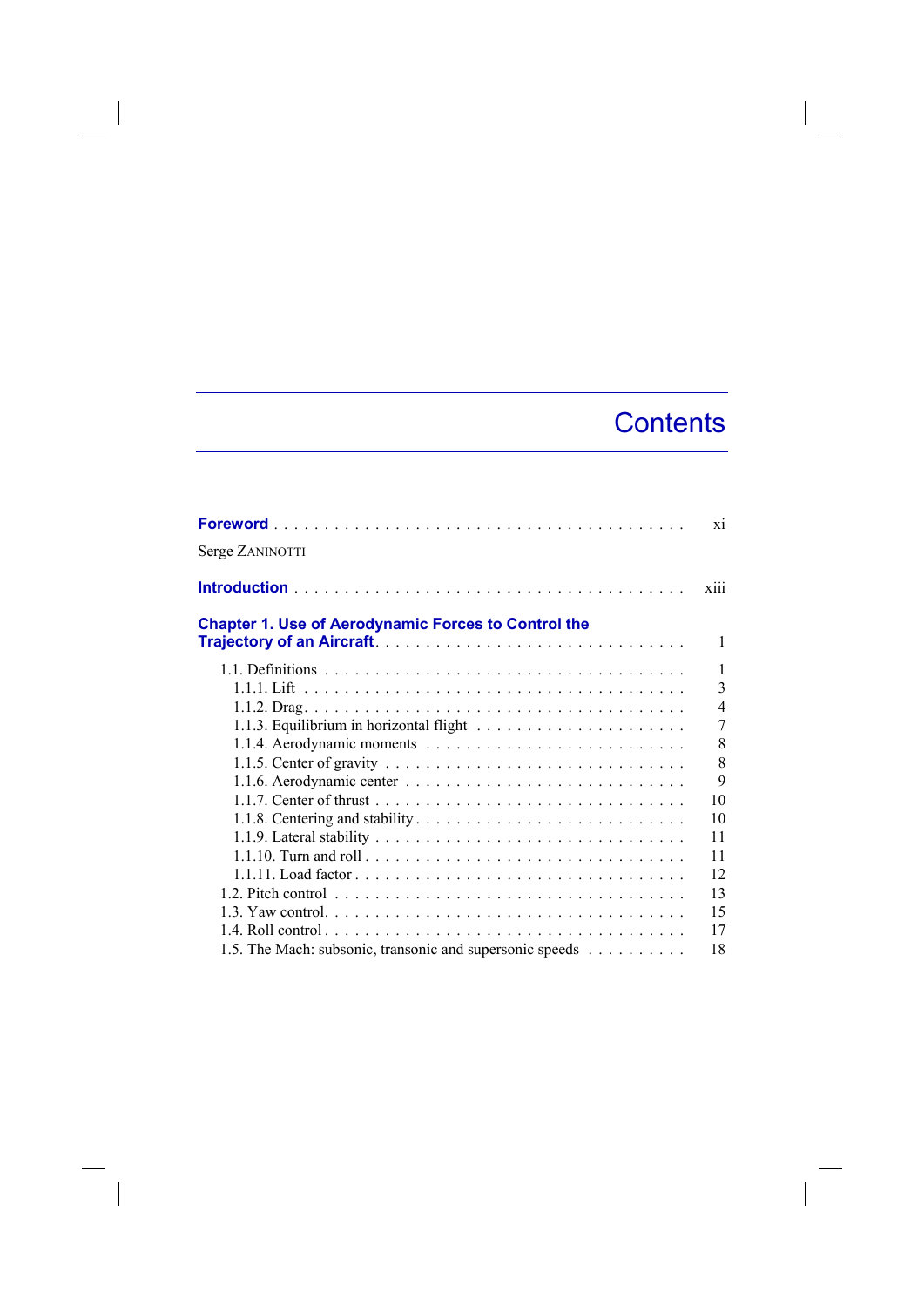# Contents

**Foreword** . . . . . . . . . . . . . . . . . . . . . . . . . . . . . . . . . . . . . . . . . xi

Serge ZANINOTTI

**Introduction** . . . . . . . . . . . . . . . . . . . . . . . . . . . . . . . . . . . . . . . xiii

**Chapter 1. Use of Aerodynamic Forces to Control the Trajectory of an Aircraft** . . . . . . . . . . . . . . . . . . . . . . . . . . . . . . 1

- 1.1. Definitions . . . . . . . . . . . . . . . . . . . . . . . . . . . . . . . . . . . 1
  - 1.1.1. Lift . . . . . . . . . . . . . . . . . . . . . . . . . . . . . . . . . . . 3
  - 1.1.2. Drag . . . . . . . . . . . . . . . . . . . . . . . . . . . . . . . . . . . 4
  - 1.1.3. Equilibrium in horizontal flight . . . . . . . . . . . . . . . . . . . . . 7
  - 1.1.4. Aerodynamic moments . . . . . . . . . . . . . . . . . . . . . . . . . 8
  - 1.1.5. Center of gravity . . . . . . . . . . . . . . . . . . . . . . . . . . . . 8
  - 1.1.6. Aerodynamic center . . . . . . . . . . . . . . . . . . . . . . . . . . 9
  - 1.1.7. Center of thrust . . . . . . . . . . . . . . . . . . . . . . . . . . . . 10
  - 1.1.8. Centering and stability . . . . . . . . . . . . . . . . . . . . . . . . . 10
  - 1.1.9. Lateral stability . . . . . . . . . . . . . . . . . . . . . . . . . . . . 11
  - 1.1.10. Turn and roll . . . . . . . . . . . . . . . . . . . . . . . . . . . . . 11
  - 1.1.11. Load factor . . . . . . . . . . . . . . . . . . . . . . . . . . . . . . 12
- 1.2. Pitch control . . . . . . . . . . . . . . . . . . . . . . . . . . . . . . . . 13
- 1.3. Yaw control . . . . . . . . . . . . . . . . . . . . . . . . . . . . . . . . . 15
- 1.4. Roll control . . . . . . . . . . . . . . . . . . . . . . . . . . . . . . . . . 17
- 1.5. The Mach: subsonic, transonic and supersonic speeds . . . . . . . . . . 18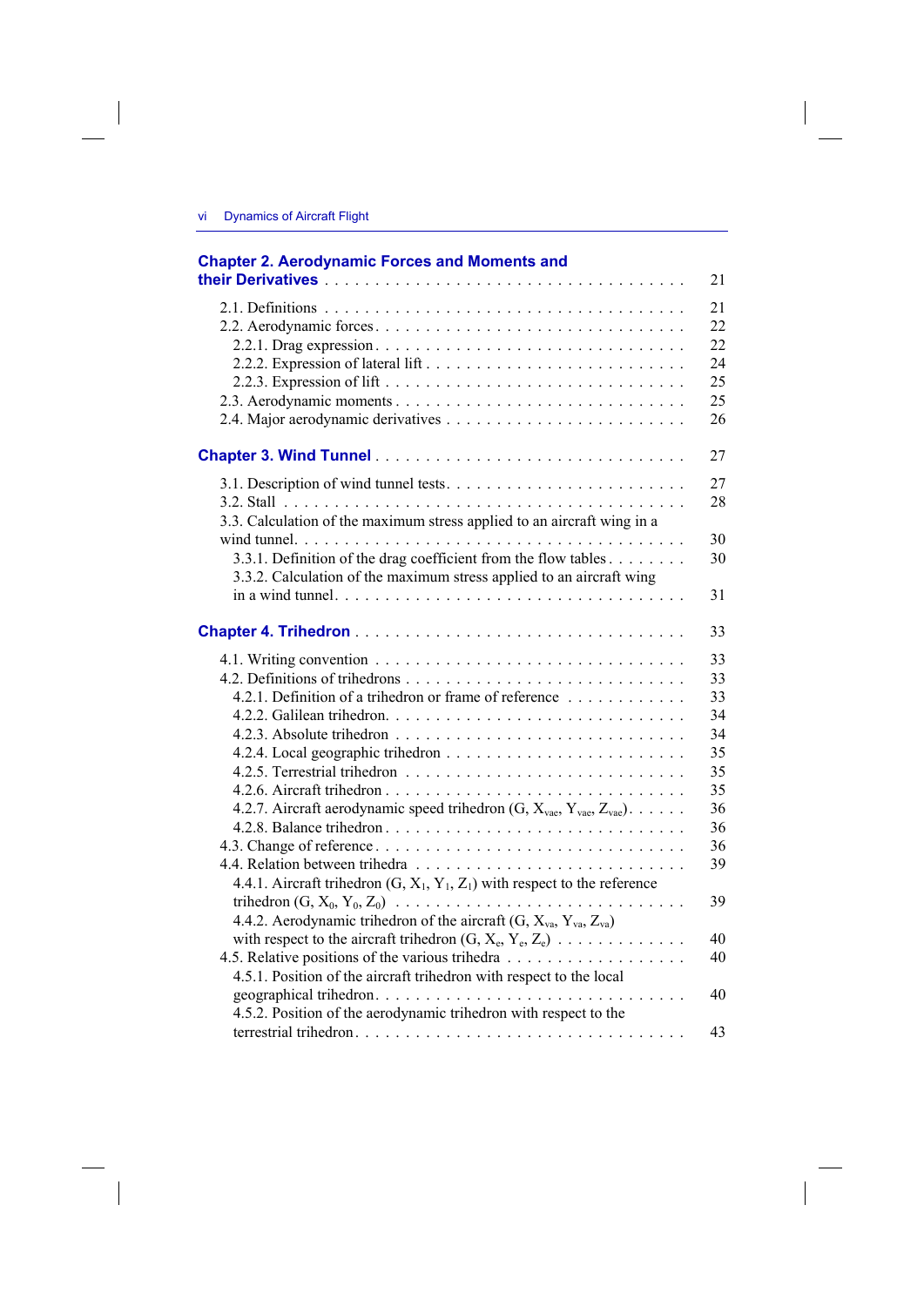**Chapter 2. Aerodynamic Forces and Moments and their Derivatives** . . . 21

2.1. Definitions . . . 21
2.2. Aerodynamic forces . . . 22
  2.2.1. Drag expression . . . 22
  2.2.2. Expression of lateral lift . . . 24
  2.2.3. Expression of lift . . . 25
2.3. Aerodynamic moments . . . 25
2.4. Major aerodynamic derivatives . . . 26

**Chapter 3. Wind Tunnel** . . . 27

3.1. Description of wind tunnel tests . . . 27
3.2. Stall . . . 28
3.3. Calculation of the maximum stress applied to an aircraft wing in a wind tunnel . . . 30
  3.3.1. Definition of the drag coefficient from the flow tables . . . 30
  3.3.2. Calculation of the maximum stress applied to an aircraft wing in a wind tunnel . . . 31

**Chapter 4. Trihedron** . . . 33

4.1. Writing convention . . . 33
4.2. Definitions of trihedrons . . . 33
  4.2.1. Definition of a trihedron or frame of reference . . . 33
  4.2.2. Galilean trihedron . . . 34
  4.2.3. Absolute trihedron . . . 34
  4.2.4. Local geographic trihedron . . . 35
  4.2.5. Terrestrial trihedron . . . 35
  4.2.6. Aircraft trihedron . . . 35
  4.2.7. Aircraft aerodynamic speed trihedron (G, $X_{vae}$, $Y_{vae}$, $Z_{vae}$) . . . 36
  4.2.8. Balance trihedron . . . 36
4.3. Change of reference . . . 36
4.4. Relation between trihedra . . . 39
  4.4.1. Aircraft trihedron (G, $X_1$, $Y_1$, $Z_1$) with respect to the reference trihedron (G, $X_0$, $Y_0$, $Z_0$) . . . 39
  4.4.2. Aerodynamic trihedron of the aircraft (G, $X_{va}$, $Y_{va}$, $Z_{va}$) with respect to the aircraft trihedron (G, $X_e$, $Y_e$, $Z_e$) . . . 40
4.5. Relative positions of the various trihedra . . . 40
  4.5.1. Position of the aircraft trihedron with respect to the local geographical trihedron . . . 40
  4.5.2. Position of the aerodynamic trihedron with respect to the terrestrial trihedron . . . 43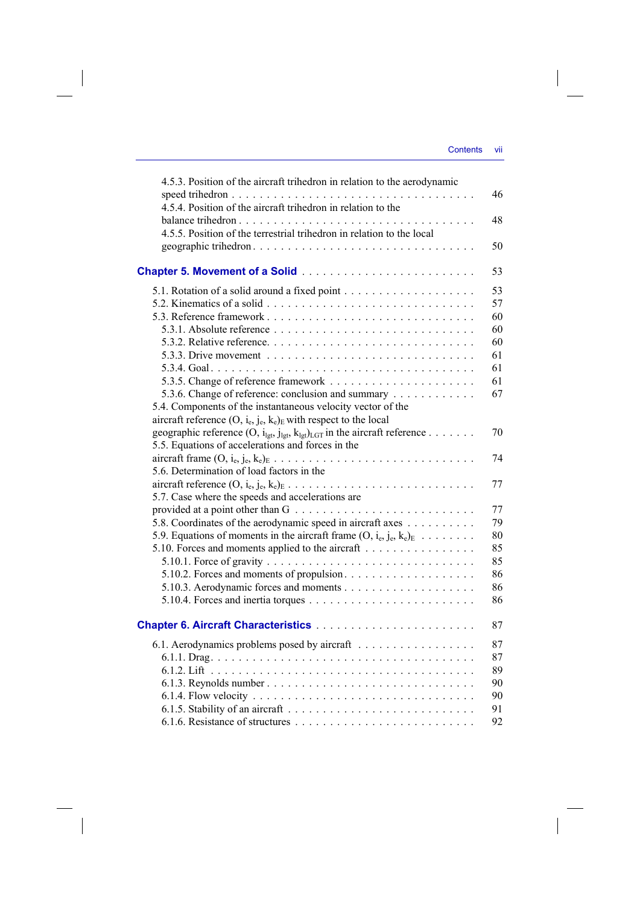4.5.3. Position of the aircraft trihedron in relation to the aerodynamic speed trihedron . . . . . 46
4.5.4. Position of the aircraft trihedron in relation to the balance trihedron . . . . . 48
4.5.5. Position of the terrestrial trihedron in relation to the local geographic trihedron . . . . . 50

**Chapter 5. Movement of a Solid** . . . . . 53

5.1. Rotation of a solid around a fixed point . . . . . 53
5.2. Kinematics of a solid . . . . . 57
5.3. Reference framework . . . . . 60
5.3.1. Absolute reference . . . . . 60
5.3.2. Relative reference. . . . . . 60
5.3.3. Drive movement . . . . . 61
5.3.4. Goal . . . . . 61
5.3.5. Change of reference framework . . . . . 61
5.3.6. Change of reference: conclusion and summary . . . . . 67
5.4. Components of the instantaneous velocity vector of the aircraft reference $(O, i_e, j_e, k_e)_E$ with respect to the local geographic reference $(O, i_{lgt}, j_{lgt}, k_{lgt})_{LGT}$ in the aircraft reference . . . . . 70
5.5. Equations of accelerations and forces in the aircraft frame $(O, i_e, j_e, k_e)_E$ . . . . . 74
5.6. Determination of load factors in the aircraft reference $(O, i_e, j_e, k_e)_E$ . . . . . 77
5.7. Case where the speeds and accelerations are provided at a point other than G . . . . . 77
5.8. Coordinates of the aerodynamic speed in aircraft axes . . . . . 79
5.9. Equations of moments in the aircraft frame $(O, i_e, j_e, k_e)_E$ . . . . . 80
5.10. Forces and moments applied to the aircraft . . . . . 85
5.10.1. Force of gravity . . . . . 85
5.10.2. Forces and moments of propulsion . . . . . 86
5.10.3. Aerodynamic forces and moments . . . . . 86
5.10.4. Forces and inertia torques . . . . . 86

**Chapter 6. Aircraft Characteristics** . . . . . 87

6.1. Aerodynamics problems posed by aircraft . . . . . 87
6.1.1. Drag . . . . . 87
6.1.2. Lift . . . . . 89
6.1.3. Reynolds number . . . . . 90
6.1.4. Flow velocity . . . . . 90
6.1.5. Stability of an aircraft . . . . . 91
6.1.6. Resistance of structures . . . . . 92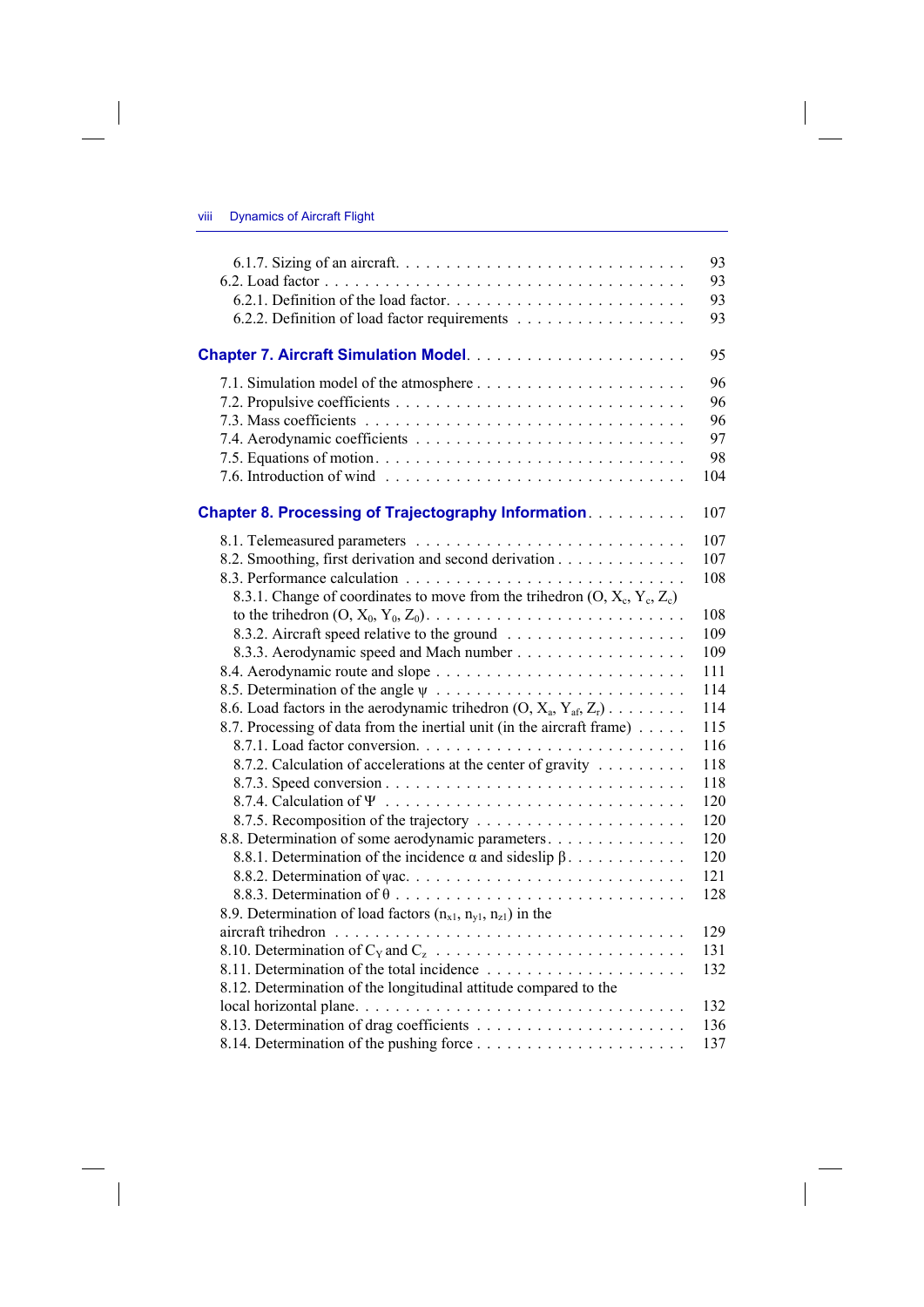6.1.7. Sizing of an aircraft . . . . . . . . . . . . . . . . . . . . . . . . . . . . 93
6.2. Load factor . . . . . . . . . . . . . . . . . . . . . . . . . . . . . . . . . . . 93
6.2.1. Definition of the load factor . . . . . . . . . . . . . . . . . . . . . . . . 93
6.2.2. Definition of load factor requirements . . . . . . . . . . . . . . . . 93

**Chapter 7. Aircraft Simulation Model** . . . . . . . . . . . . . . . . . . . . . 95

7.1. Simulation model of the atmosphere . . . . . . . . . . . . . . . . . . . 96
7.2. Propulsive coefficients . . . . . . . . . . . . . . . . . . . . . . . . . . . 96
7.3. Mass coefficients . . . . . . . . . . . . . . . . . . . . . . . . . . . . . . 96
7.4. Aerodynamic coefficients . . . . . . . . . . . . . . . . . . . . . . . . . 97
7.5. Equations of motion . . . . . . . . . . . . . . . . . . . . . . . . . . . . 98
7.6. Introduction of wind . . . . . . . . . . . . . . . . . . . . . . . . . . . . 104

**Chapter 8. Processing of Trajectography Information** . . . . . . . . . . 107

8.1. Telemeasured parameters . . . . . . . . . . . . . . . . . . . . . . . . . 107
8.2. Smoothing, first derivation and second derivation . . . . . . . . . . . 107
8.3. Performance calculation . . . . . . . . . . . . . . . . . . . . . . . . . . 108
8.3.1. Change of coordinates to move from the trihedron (O, $X_c$, $Y_c$, $Z_c$) to the trihedron (O, $X_0$, $Y_0$, $Z_0$) . . . . . . . . . . . . . . . . . . . . . . . . 108
8.3.2. Aircraft speed relative to the ground . . . . . . . . . . . . . . . . . 109
8.3.3. Aerodynamic speed and Mach number . . . . . . . . . . . . . . . . 109
8.4. Aerodynamic route and slope . . . . . . . . . . . . . . . . . . . . . . . 111
8.5. Determination of the angle $\psi$ . . . . . . . . . . . . . . . . . . . . . . 114
8.6. Load factors in the aerodynamic trihedron (O, $X_a$, $Y_{af}$, $Z_r$) . . . . . . . 114
8.7. Processing of data from the inertial unit (in the aircraft frame) . . . . . 115
8.7.1. Load factor conversion . . . . . . . . . . . . . . . . . . . . . . . . . 116
8.7.2. Calculation of accelerations at the center of gravity . . . . . . . . . 118
8.7.3. Speed conversion . . . . . . . . . . . . . . . . . . . . . . . . . . . . 118
8.7.4. Calculation of $\Psi$ . . . . . . . . . . . . . . . . . . . . . . . . . . . . 120
8.7.5. Recomposition of the trajectory . . . . . . . . . . . . . . . . . . . . 120
8.8. Determination of some aerodynamic parameters . . . . . . . . . . . . . 120
8.8.1. Determination of the incidence $\alpha$ and sideslip $\beta$ . . . . . . . . . . . 120
8.8.2. Determination of $\psi$ac . . . . . . . . . . . . . . . . . . . . . . . . . 121
8.8.3. Determination of $\theta$ . . . . . . . . . . . . . . . . . . . . . . . . . . 128
8.9. Determination of load factors ($n_{x1}$, $n_{y1}$, $n_{z1}$) in the aircraft trihedron . . . . . . . . . . . . . . . . . . . . . . . . . . . . . . . 129
8.10. Determination of $C_Y$ and $C_z$ . . . . . . . . . . . . . . . . . . . . . . . 131
8.11. Determination of the total incidence . . . . . . . . . . . . . . . . . . . 132
8.12. Determination of the longitudinal attitude compared to the local horizontal plane . . . . . . . . . . . . . . . . . . . . . . . . . . . . . . . 132
8.13. Determination of drag coefficients . . . . . . . . . . . . . . . . . . . . 136
8.14. Determination of the pushing force . . . . . . . . . . . . . . . . . . . 137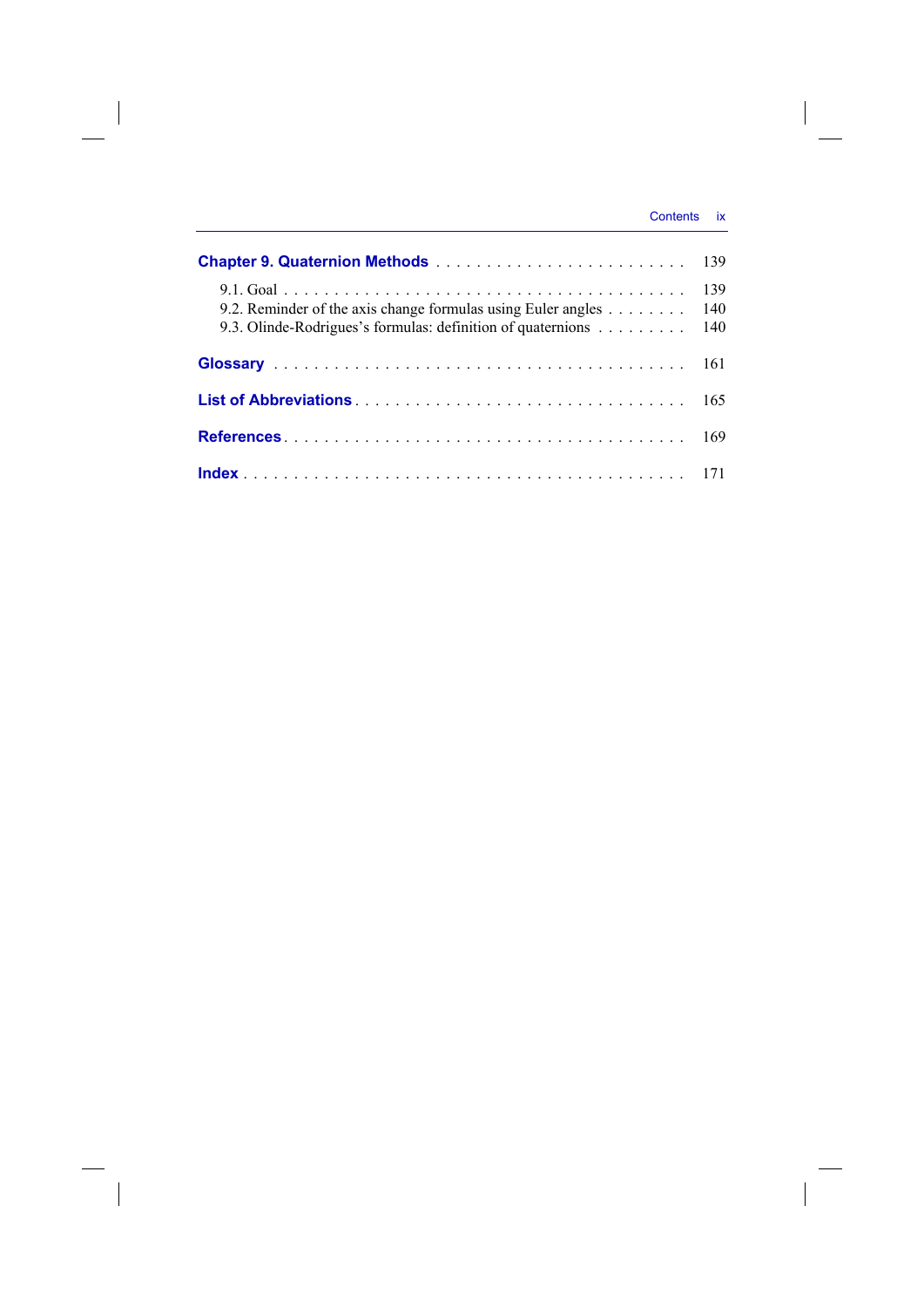**Chapter 9. Quaternion Methods** . . . . . . . . . . . . . . . . . . . . . . . . . 139

9.1. Goal . . . . . . . . . . . . . . . . . . . . . . . . . . . . . . . . . . . . . . . . 139
9.2. Reminder of the axis change formulas using Euler angles . . . . . . . . 140
9.3. Olinde-Rodrigues's formulas: definition of quaternions . . . . . . . . . 140

**Glossary** . . . . . . . . . . . . . . . . . . . . . . . . . . . . . . . . . . . . . . . 161

**List of Abbreviations** . . . . . . . . . . . . . . . . . . . . . . . . . . . . . . . 165

**References** . . . . . . . . . . . . . . . . . . . . . . . . . . . . . . . . . . . . . . 169

**Index** . . . . . . . . . . . . . . . . . . . . . . . . . . . . . . . . . . . . . . . . . 171